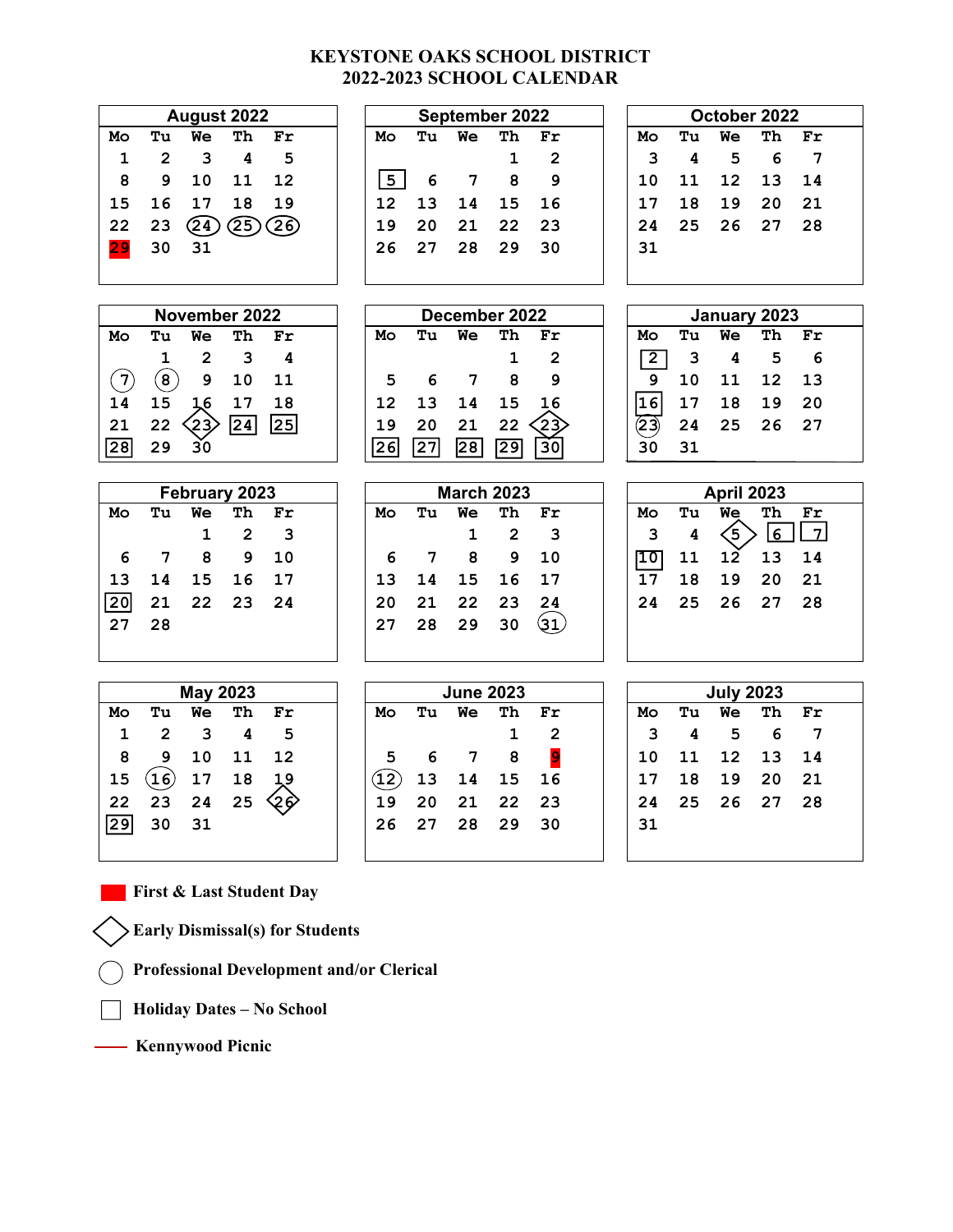# KEYSTONE OAKS SCHOOL DISTRICT
## 2022-2023 SCHOOL CALENDAR

### August 2022

| Mo | Tu | We | Th | Fr |
|---|---|---|---|---|
| 1 | 2 | 3 | 4 | 5 |
| 8 | 9 | 10 | 11 | 12 |
| 15 | 16 | 17 | 18 | 19 |
| 22 | 23 | (24) | (25) | (26) |
| [29 - First Student Day] | 30 | 31 | | |

### September 2022

| Mo | Tu | We | Th | Fr |
|---|---|---|---|---|
| | | | 1 | 2 |
| [5] | 6 | 7 | 8 | 9 |
| 12 | 13 | 14 | 15 | 16 |
| 19 | 20 | 21 | 22 | 23 |
| 26 | 27 | 28 | 29 | 30 |

### October 2022

| Mo | Tu | We | Th | Fr |
|---|---|---|---|---|
| 3 | 4 | 5 | 6 | 7 |
| 10 | 11 | 12 | 13 | 14 |
| 17 | 18 | 19 | 20 | 21 |
| 24 | 25 | 26 | 27 | 28 |
| 31 | | | | |

### November 2022

| Mo | Tu | We | Th | Fr |
|---|---|---|---|---|
| | 1 | 2 | 3 | 4 |
| (7) | (8) | 9 | 10 | 11 |
| 14 | 15 | 16 | 17 | 18 |
| 21 | 22 | <23> | [24] | [25] |
| [28] | 29 | 30 | | |

### December 2022

| Mo | Tu | We | Th | Fr |
|---|---|---|---|---|
| | | | 1 | 2 |
| 5 | 6 | 7 | 8 | 9 |
| 12 | 13 | 14 | 15 | 16 |
| 19 | 20 | 21 | 22 | <23> |
| [26] | [27] | [28] | [29] | [30] |

### January 2023

| Mo | Tu | We | Th | Fr |
|---|---|---|---|---|
| [2] | 3 | 4 | 5 | 6 |
| 9 | 10 | 11 | 12 | 13 |
| [16] | 17 | 18 | 19 | 20 |
| (23) | 24 | 25 | 26 | 27 |
| 30 | 31 | | | |

### February 2023

| Mo | Tu | We | Th | Fr |
|---|---|---|---|---|
| | | 1 | 2 | 3 |
| 6 | 7 | 8 | 9 | 10 |
| 13 | 14 | 15 | 16 | 17 |
| [20] | 21 | 22 | 23 | 24 |
| 27 | 28 | | | |

### March 2023

| Mo | Tu | We | Th | Fr |
|---|---|---|---|---|
| | | 1 | 2 | 3 |
| 6 | 7 | 8 | 9 | 10 |
| 13 | 14 | 15 | 16 | 17 |
| 20 | 21 | 22 | 23 | 24 |
| 27 | 28 | 29 | 30 | (31) |

### April 2023

| Mo | Tu | We | Th | Fr |
|---|---|---|---|---|
| 3 | 4 | <5> | [6] | [7] |
| [10] | 11 | 12 | 13 | 14 |
| 17 | 18 | 19 | 20 | 21 |
| 24 | 25 | 26 | 27 | 28 |

### May 2023

| Mo | Tu | We | Th | Fr |
|---|---|---|---|---|
| 1 | 2 | 3 | 4 | 5 |
| 8 | 9 | 10 | 11 | 12 |
| 15 | (16) | 17 | 18 | 19 |
| 22 | 23 | 24 | 25 | <26> |
| [29] | 30 | 31 | | |

### June 2023

| Mo | Tu | We | Th | Fr |
|---|---|---|---|---|
| | | | 1 | 2 |
| 5 | 6 | 7 | 8 | [9 - Last Student Day] |
| (12) | 13 | 14 | 15 | 16 |
| 19 | 20 | 21 | 22 | 23 |
| 26 | 27 | 28 | 29 | 30 |

### July 2023

| Mo | Tu | We | Th | Fr |
|---|---|---|---|---|
| 3 | 4 | 5 | 6 | 7 |
| 10 | 11 | 12 | 13 | 14 |
| 17 | 18 | 19 | 20 | 21 |
| 24 | 25 | 26 | 27 | 28 |
| 31 | | | | |

**Legend:**

- Red fill: **First & Last Student Day**
- Diamond < >: **Early Dismissal(s) for Students**
- Circle ( ): **Professional Development and/or Clerical**
- Square [ ]: **Holiday Dates – No School**
- Red line: **Kennywood Picnic**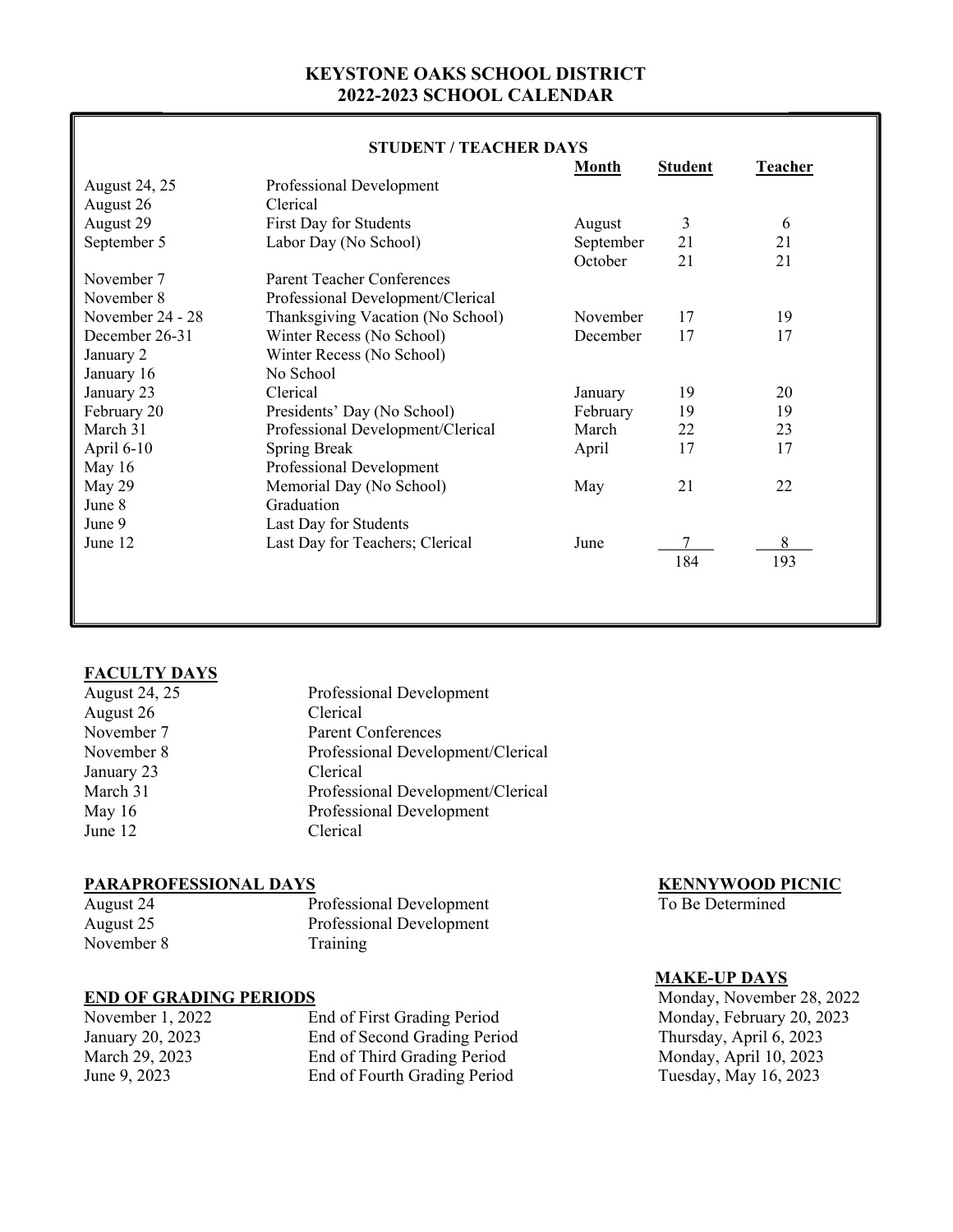# KEYSTONE OAKS SCHOOL DISTRICT
# 2022-2023 SCHOOL CALENDAR

## STUDENT / TEACHER DAYS

| | | Month | Student | Teacher |
|---|---|---|---|---|
| August 24, 25 | Professional Development | | | |
| August 26 | Clerical | | | |
| August 29 | First Day for Students | August | 3 | 6 |
| September 5 | Labor Day (No School) | September | 21 | 21 |
| | | October | 21 | 21 |
| November 7 | Parent Teacher Conferences | | | |
| November 8 | Professional Development/Clerical | | | |
| November 24 - 28 | Thanksgiving Vacation (No School) | November | 17 | 19 |
| December 26-31 | Winter Recess (No School) | December | 17 | 17 |
| January 2 | Winter Recess (No School) | | | |
| January 16 | No School | | | |
| January 23 | Clerical | January | 19 | 20 |
| February 20 | Presidents' Day (No School) | February | 19 | 19 |
| March 31 | Professional Development/Clerical | March | 22 | 23 |
| April 6-10 | Spring Break | April | 17 | 17 |
| May 16 | Professional Development | | | |
| May 29 | Memorial Day (No School) | May | 21 | 22 |
| June 8 | Graduation | | | |
| June 9 | Last Day for Students | | | |
| June 12 | Last Day for Teachers; Clerical | June | 7 | 8 |
| | | | 184 | 193 |

## FACULTY DAYS

| | |
|---|---|
| August 24, 25 | Professional Development |
| August 26 | Clerical |
| November 7 | Parent Conferences |
| November 8 | Professional Development/Clerical |
| January 23 | Clerical |
| March 31 | Professional Development/Clerical |
| May 16 | Professional Development |
| June 12 | Clerical |

## PARAPROFESSIONAL DAYS

| | |
|---|---|
| August 24 | Professional Development |
| August 25 | Professional Development |
| November 8 | Training |

## KENNYWOOD PICNIC

To Be Determined

## END OF GRADING PERIODS

| | |
|---|---|
| November 1, 2022 | End of First Grading Period |
| January 20, 2023 | End of Second Grading Period |
| March 29, 2023 | End of Third Grading Period |
| June 9, 2023 | End of Fourth Grading Period |

## MAKE-UP DAYS

Monday, November 28, 2022
Monday, February 20, 2023
Thursday, April 6, 2023
Monday, April 10, 2023
Tuesday, May 16, 2023